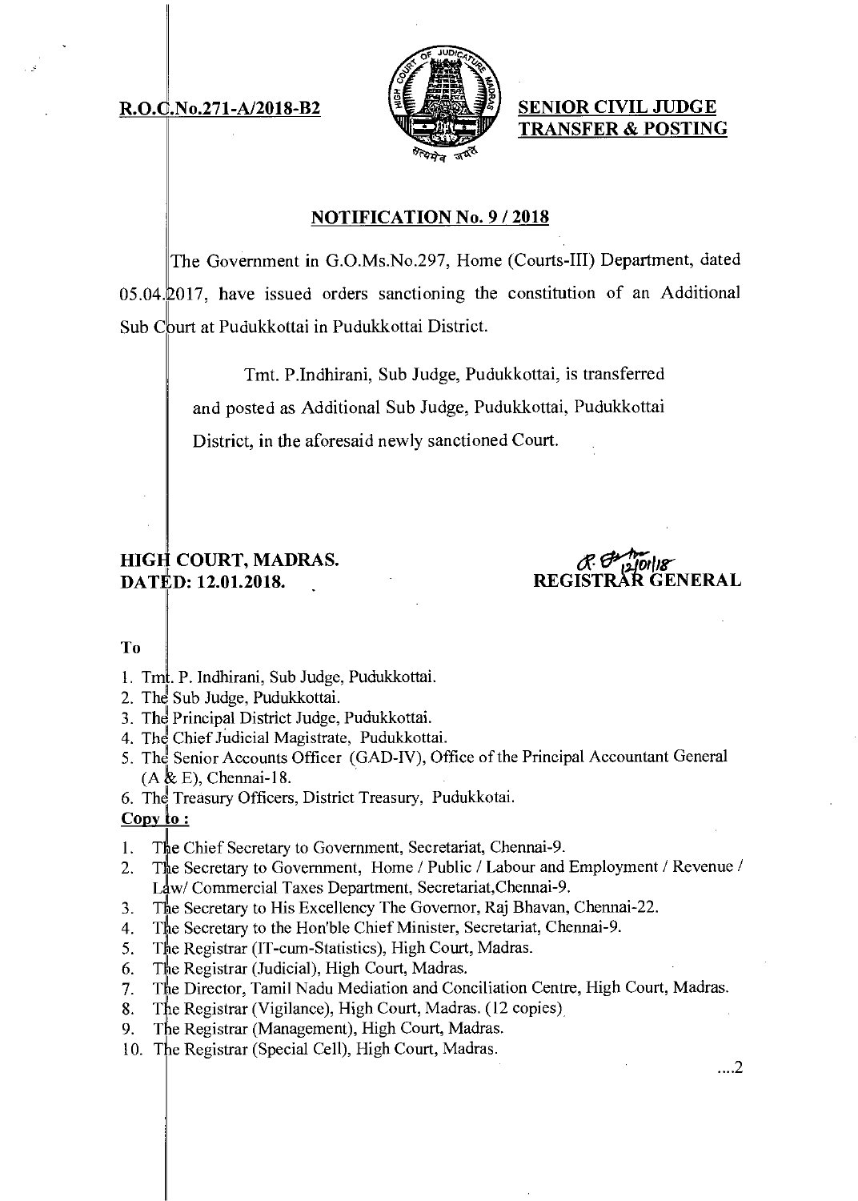**R.O.C.No.271-A/2018-B2**

**SENIOR CIVIL JUDGE**
**TRANSFER & POSTING**

## NOTIFICATION No. 9 / 2018

The Government in G.O.Ms.No.297, Home (Courts-III) Department, dated 05.04.2017, have issued orders sanctioning the constitution of an Additional Sub Court at Pudukkottai in Pudukkottai District.

Tmt. P.Indhirani, Sub Judge, Pudukkottai, is transferred and posted as Additional Sub Judge, Pudukkottai, Pudukkottai District, in the aforesaid newly sanctioned Court.

**HIGH COURT, MADRAS.**
**DATED: 12.01.2018.**

**REGISTRAR GENERAL**

**To**

1. Tmt. P. Indhirani, Sub Judge, Pudukkottai.
2. The Sub Judge, Pudukkottai.
3. The Principal District Judge, Pudukkottai.
4. The Chief Judicial Magistrate, Pudukkottai.
5. The Senior Accounts Officer (GAD-IV), Office of the Principal Accountant General (A & E), Chennai-18.
6. The Treasury Officers, District Treasury, Pudukkotai.

**Copy to :**

1. The Chief Secretary to Government, Secretariat, Chennai-9.
2. The Secretary to Government, Home / Public / Labour and Employment / Revenue / Law/ Commercial Taxes Department, Secretariat,Chennai-9.
3. The Secretary to His Excellency The Governor, Raj Bhavan, Chennai-22.
4. The Secretary to the Hon'ble Chief Minister, Secretariat, Chennai-9.
5. The Registrar (IT-cum-Statistics), High Court, Madras.
6. The Registrar (Judicial), High Court, Madras.
7. The Director, Tamil Nadu Mediation and Conciliation Centre, High Court, Madras.
8. The Registrar (Vigilance), High Court, Madras. (12 copies)
9. The Registrar (Management), High Court, Madras.
10. The Registrar (Special Cell), High Court, Madras.

....2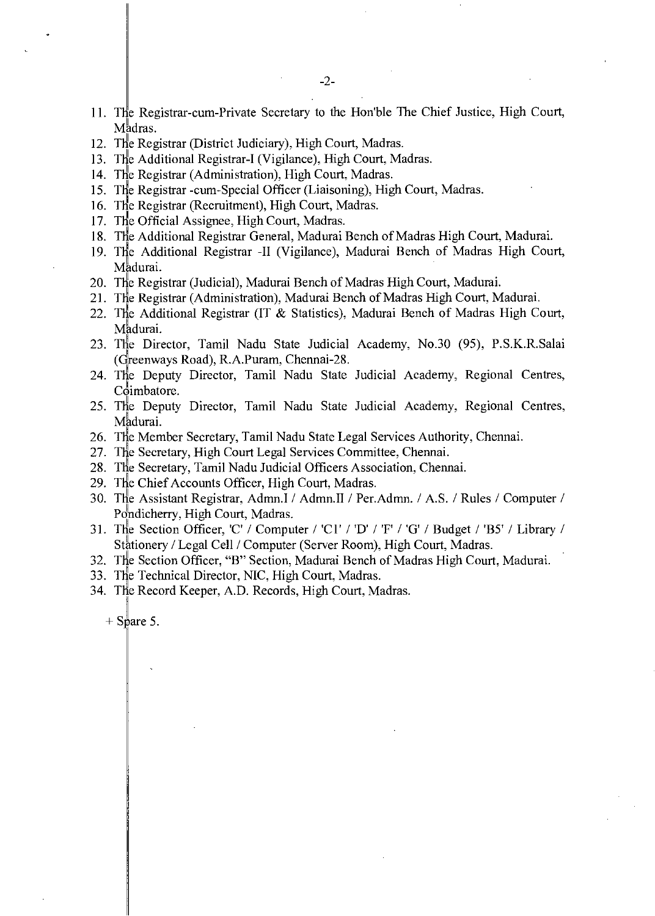11. The Registrar-cum-Private Secretary to the Hon'ble The Chief Justice, High Court, Madras.
12. The Registrar (District Judiciary), High Court, Madras.
13. The Additional Registrar-I (Vigilance), High Court, Madras.
14. The Registrar (Administration), High Court, Madras.
15. The Registrar -cum-Special Officer (Liaisoning), High Court, Madras.
16. The Registrar (Recruitment), High Court, Madras.
17. The Official Assignee, High Court, Madras.
18. The Additional Registrar General, Madurai Bench of Madras High Court, Madurai.
19. The Additional Registrar -II (Vigilance), Madurai Bench of Madras High Court, Madurai.
20. The Registrar (Judicial), Madurai Bench of Madras High Court, Madurai.
21. The Registrar (Administration), Madurai Bench of Madras High Court, Madurai.
22. The Additional Registrar (IT & Statistics), Madurai Bench of Madras High Court, Madurai.
23. The Director, Tamil Nadu State Judicial Academy, No.30 (95), P.S.K.R.Salai (Greenways Road), R.A.Puram, Chennai-28.
24. The Deputy Director, Tamil Nadu State Judicial Academy, Regional Centres, Coimbatore.
25. The Deputy Director, Tamil Nadu State Judicial Academy, Regional Centres, Madurai.
26. The Member Secretary, Tamil Nadu State Legal Services Authority, Chennai.
27. The Secretary, High Court Legal Services Committee, Chennai.
28. The Secretary, Tamil Nadu Judicial Officers Association, Chennai.
29. The Chief Accounts Officer, High Court, Madras.
30. The Assistant Registrar, Admn.I / Admn.II / Per.Admn. / A.S. / Rules / Computer / Pondicherry, High Court, Madras.
31. The Section Officer, 'C' / Computer / 'C1' / 'D' / 'F' / 'G' / Budget / 'B5' / Library / Stationery / Legal Cell / Computer (Server Room), High Court, Madras.
32. The Section Officer, "B" Section, Madurai Bench of Madras High Court, Madurai.
33. The Technical Director, NIC, High Court, Madras.
34. The Record Keeper, A.D. Records, High Court, Madras.

+ Spare 5.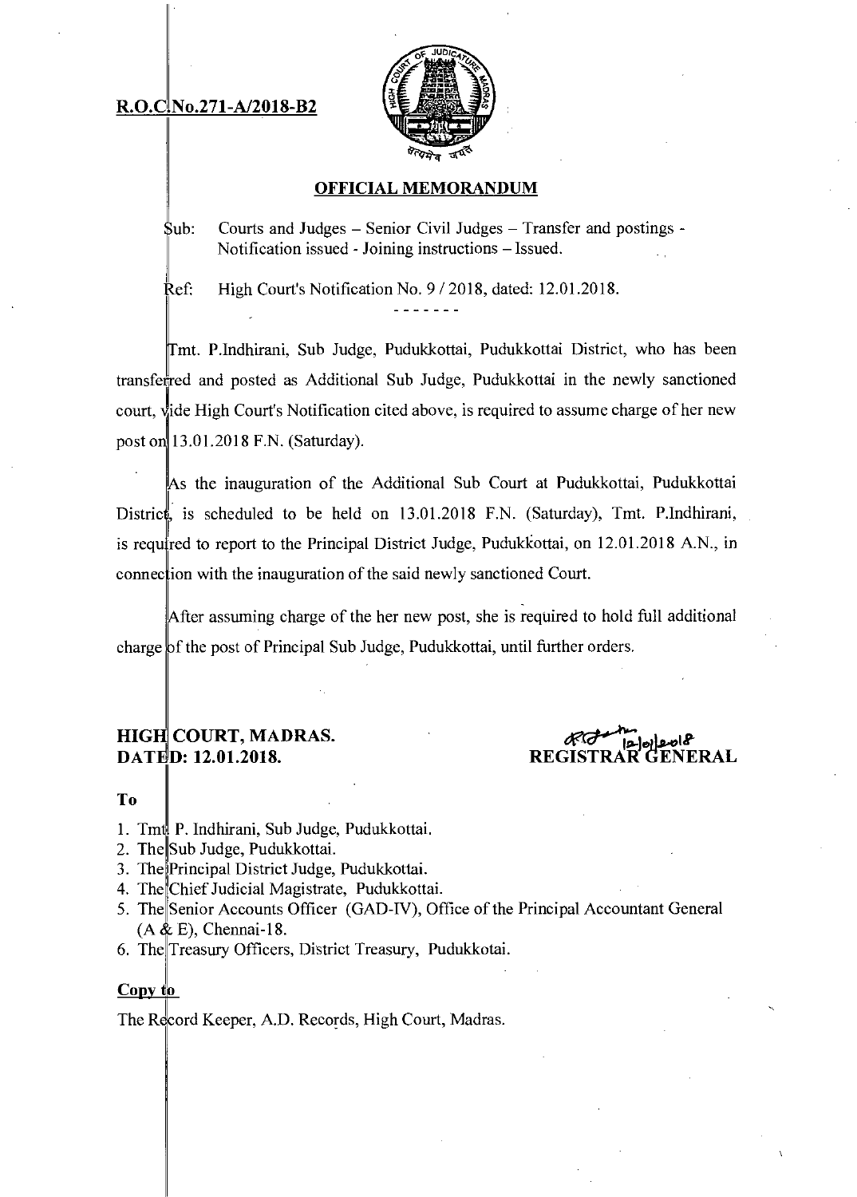**R.O.C.No.271-A/2018-B2**

## OFFICIAL MEMORANDUM

Sub: Courts and Judges – Senior Civil Judges – Transfer and postings - Notification issued - Joining instructions – Issued.

Ref: High Court's Notification No. 9 / 2018, dated: 12.01.2018.

- - - - - - -

Tmt. P.Indhirani, Sub Judge, Pudukkottai, Pudukkottai District, who has been transferred and posted as Additional Sub Judge, Pudukkottai in the newly sanctioned court, vide High Court's Notification cited above, is required to assume charge of her new post on 13.01.2018 F.N. (Saturday).

As the inauguration of the Additional Sub Court at Pudukkottai, Pudukkottai District, is scheduled to be held on 13.01.2018 F.N. (Saturday), Tmt. P.Indhirani, is required to report to the Principal District Judge, Pudukkottai, on 12.01.2018 A.N., in connection with the inauguration of the said newly sanctioned Court.

After assuming charge of the her new post, she is required to hold full additional charge of the post of Principal Sub Judge, Pudukkottai, until further orders.

**HIGH COURT, MADRAS.**
**DATED: 12.01.2018.**

12/01/2018
**REGISTRAR GENERAL**

**To**

1. Tmt. P. Indhirani, Sub Judge, Pudukkottai.
2. The Sub Judge, Pudukkottai.
3. The Principal District Judge, Pudukkottai.
4. The Chief Judicial Magistrate, Pudukkottai.
5. The Senior Accounts Officer (GAD-IV), Office of the Principal Accountant General (A & E), Chennai-18.
6. The Treasury Officers, District Treasury, Pudukkotai.

**Copy to**

The Record Keeper, A.D. Records, High Court, Madras.